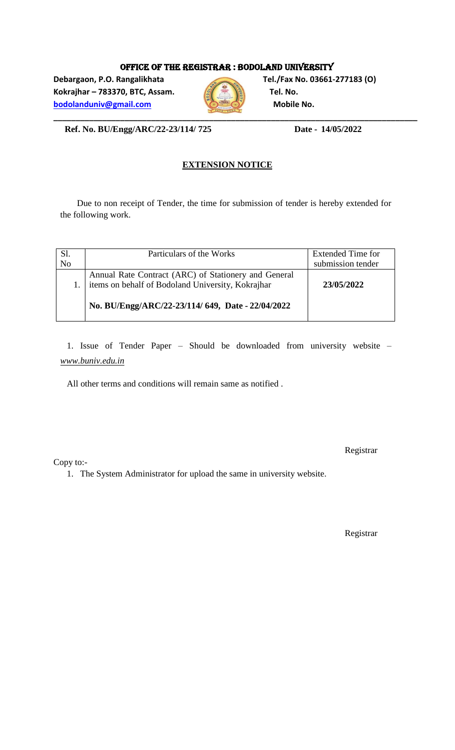# OFFICE OF THE REGISTRAR : BODOLAND UNIVERSITY

**Debargaon, P.O. Rangalikhata**
**Kokrajhar – 783370, BTC, Assam.**
**bodolanduniv@gmail.com**

**Tel./Fax No. 03661-277183 (O)**
**Tel. No.**
**Mobile No.**

**Ref. No. BU/Engg/ARC/22-23/114/ 725** **Date - 14/05/2022**

## EXTENSION NOTICE

Due to non receipt of Tender, the time for submission of tender is hereby extended for the following work.

| Sl. No | Particulars of the Works | Extended Time for submission tender |
|---|---|---|
| 1. | Annual Rate Contract (ARC) of Stationery and General items on behalf of Bodoland University, Kokrajhar<br><br>**No. BU/Engg/ARC/22-23/114/ 649, Date - 22/04/2022** | **23/05/2022** |

1. Issue of Tender Paper – Should be downloaded from university website – *www.buniv.edu.in*

All other terms and conditions will remain same as notified .

Registrar

Copy to:-

1. The System Administrator for upload the same in university website.

Registrar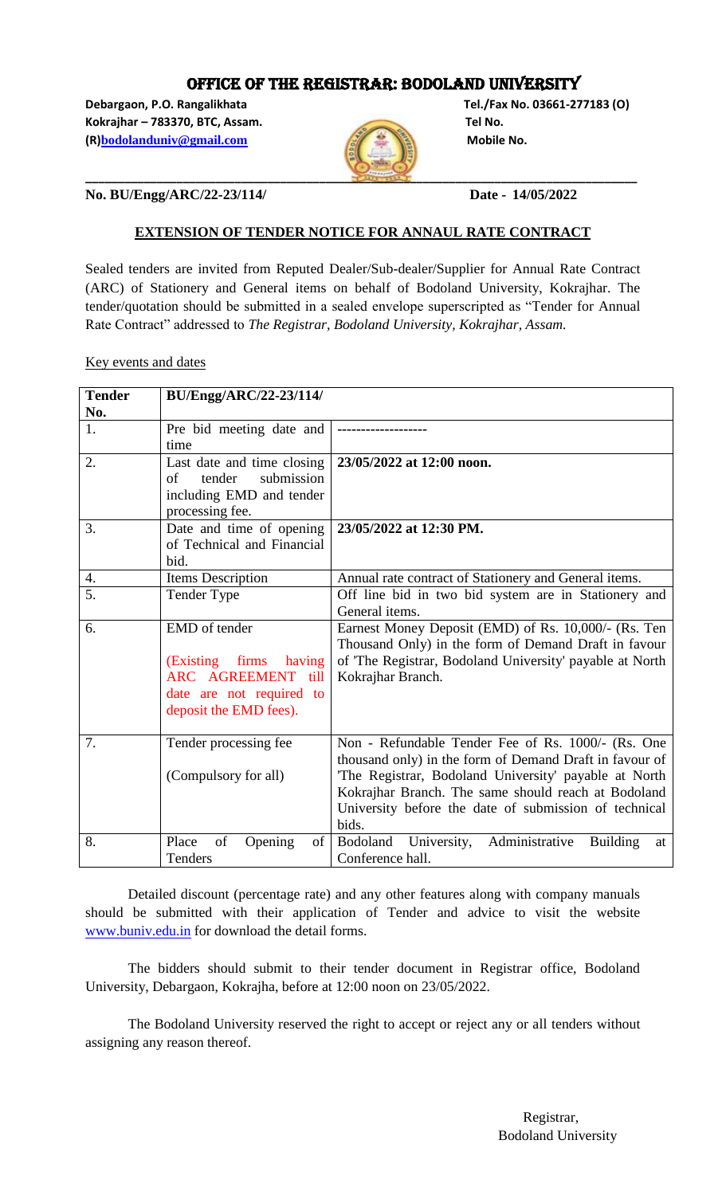# OFFICE OF THE REGISTRAR: BODOLAND UNIVERSITY

**Debargaon, P.O. Rangalikhata**
**Kokrajhar – 783370, BTC, Assam.**
**(R)bodolanduniv@gmail.com**

**Tel./Fax No. 03661-277183 (O)**
**Tel No.**
**Mobile No.**

**No. BU/Engg/ARC/22-23/114/** **Date - 14/05/2022**

## EXTENSION OF TENDER NOTICE FOR ANNAUL RATE CONTRACT

Sealed tenders are invited from Reputed Dealer/Sub-dealer/Supplier for Annual Rate Contract (ARC) of Stationery and General items on behalf of Bodoland University, Kokrajhar. The tender/quotation should be submitted in a sealed envelope superscripted as "Tender for Annual Rate Contract" addressed to *The Registrar, Bodoland University, Kokrajhar, Assam.*

Key events and dates

| **Tender No.** | **BU/Engg/ARC/22-23/114/** | |
|---|---|---|
| 1. | Pre bid meeting date and time | ------------------- |
| 2. | Last date and time closing of tender submission including EMD and tender processing fee. | **23/05/2022 at 12:00 noon.** |
| 3. | Date and time of opening of Technical and Financial bid. | **23/05/2022 at 12:30 PM.** |
| 4. | Items Description | Annual rate contract of Stationery and General items. |
| 5. | Tender Type | Off line bid in two bid system are in Stationery and General items. |
| 6. | EMD of tender (Existing firms having ARC AGREEMENT till date are not required to deposit the EMD fees). | Earnest Money Deposit (EMD) of Rs. 10,000/- (Rs. Ten Thousand Only) in the form of Demand Draft in favour of 'The Registrar, Bodoland University' payable at North Kokrajhar Branch. |
| 7. | Tender processing fee (Compulsory for all) | Non - Refundable Tender Fee of Rs. 1000/- (Rs. One thousand only) in the form of Demand Draft in favour of 'The Registrar, Bodoland University' payable at North Kokrajhar Branch. The same should reach at Bodoland University before the date of submission of technical bids. |
| 8. | Place of Opening of Tenders | Bodoland University, Administrative Building at Conference hall. |

Detailed discount (percentage rate) and any other features along with company manuals should be submitted with their application of Tender and advice to visit the website www.buniv.edu.in for download the detail forms.

The bidders should submit to their tender document in Registrar office, Bodoland University, Debargaon, Kokrajha, before at 12:00 noon on 23/05/2022.

The Bodoland University reserved the right to accept or reject any or all tenders without assigning any reason thereof.

Registrar,
Bodoland University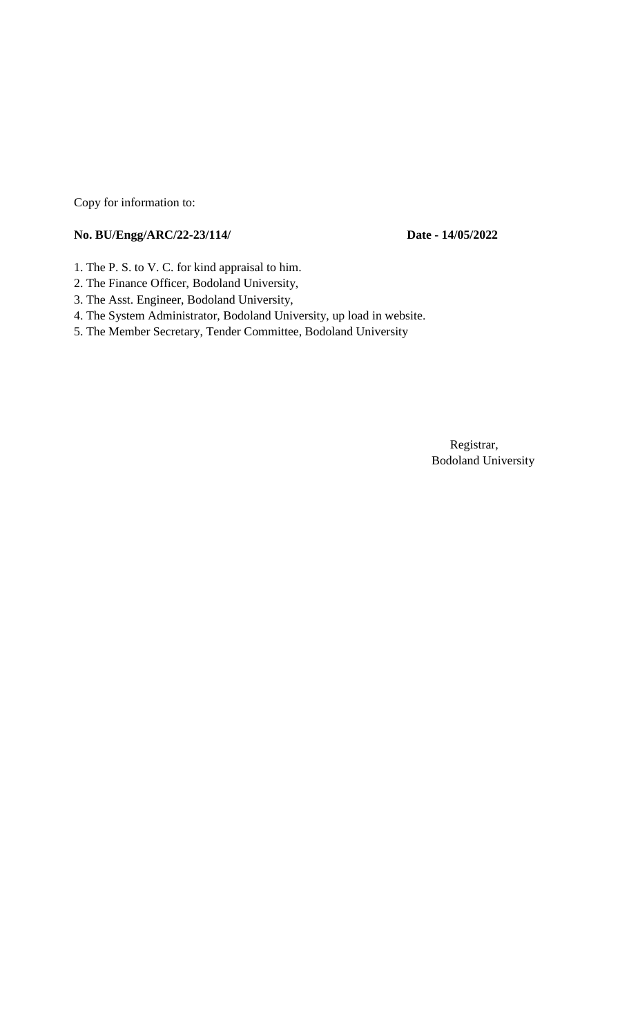Copy for information to:

**No. BU/Engg/ARC/22-23/114/** **Date - 14/05/2022**

1. The P. S. to V. C. for kind appraisal to him.
2. The Finance Officer, Bodoland University,
3. The Asst. Engineer, Bodoland University,
4. The System Administrator, Bodoland University, up load in website.
5. The Member Secretary, Tender Committee, Bodoland University

Registrar,
Bodoland University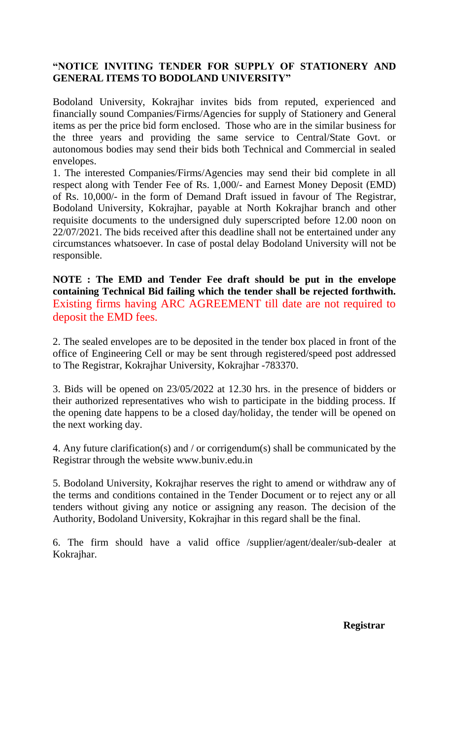**"NOTICE INVITING TENDER FOR SUPPLY OF STATIONERY AND GENERAL ITEMS TO BODOLAND UNIVERSITY"**

Bodoland University, Kokrajhar invites bids from reputed, experienced and financially sound Companies/Firms/Agencies for supply of Stationery and General items as per the price bid form enclosed. Those who are in the similar business for the three years and providing the same service to Central/State Govt. or autonomous bodies may send their bids both Technical and Commercial in sealed envelopes.

1. The interested Companies/Firms/Agencies may send their bid complete in all respect along with Tender Fee of Rs. 1,000/- and Earnest Money Deposit (EMD) of Rs. 10,000/- in the form of Demand Draft issued in favour of The Registrar, Bodoland University, Kokrajhar, payable at North Kokrajhar branch and other requisite documents to the undersigned duly superscripted before 12.00 noon on 22/07/2021. The bids received after this deadline shall not be entertained under any circumstances whatsoever. In case of postal delay Bodoland University will not be responsible.

**NOTE : The EMD and Tender Fee draft should be put in the envelope containing Technical Bid failing which the tender shall be rejected forthwith.** Existing firms having ARC AGREEMENT till date are not required to deposit the EMD fees.

2. The sealed envelopes are to be deposited in the tender box placed in front of the office of Engineering Cell or may be sent through registered/speed post addressed to The Registrar, Kokrajhar University, Kokrajhar -783370.

3. Bids will be opened on 23/05/2022 at 12.30 hrs. in the presence of bidders or their authorized representatives who wish to participate in the bidding process. If the opening date happens to be a closed day/holiday, the tender will be opened on the next working day.

4. Any future clarification(s) and / or corrigendum(s) shall be communicated by the Registrar through the website www.buniv.edu.in

5. Bodoland University, Kokrajhar reserves the right to amend or withdraw any of the terms and conditions contained in the Tender Document or to reject any or all tenders without giving any notice or assigning any reason. The decision of the Authority, Bodoland University, Kokrajhar in this regard shall be the final.

6. The firm should have a valid office /supplier/agent/dealer/sub-dealer at Kokrajhar.

**Registrar**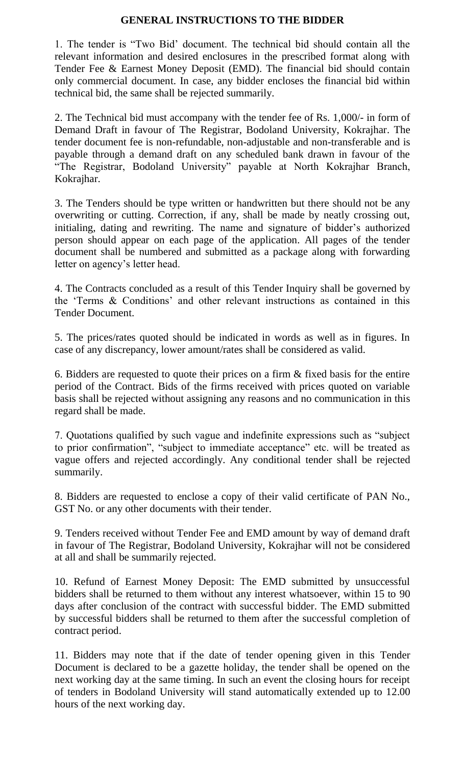## GENERAL INSTRUCTIONS TO THE BIDDER

1. The tender is "Two Bid' document. The technical bid should contain all the relevant information and desired enclosures in the prescribed format along with Tender Fee & Earnest Money Deposit (EMD). The financial bid should contain only commercial document. In case, any bidder encloses the financial bid within technical bid, the same shall be rejected summarily.

2. The Technical bid must accompany with the tender fee of Rs. 1,000/- in form of Demand Draft in favour of The Registrar, Bodoland University, Kokrajhar. The tender document fee is non-refundable, non-adjustable and non-transferable and is payable through a demand draft on any scheduled bank drawn in favour of the "The Registrar, Bodoland University" payable at North Kokrajhar Branch, Kokrajhar.

3. The Tenders should be type written or handwritten but there should not be any overwriting or cutting. Correction, if any, shall be made by neatly crossing out, initialing, dating and rewriting. The name and signature of bidder's authorized person should appear on each page of the application. All pages of the tender document shall be numbered and submitted as a package along with forwarding letter on agency's letter head.

4. The Contracts concluded as a result of this Tender Inquiry shall be governed by the 'Terms & Conditions' and other relevant instructions as contained in this Tender Document.

5. The prices/rates quoted should be indicated in words as well as in figures. In case of any discrepancy, lower amount/rates shall be considered as valid.

6. Bidders are requested to quote their prices on a firm & fixed basis for the entire period of the Contract. Bids of the firms received with prices quoted on variable basis shall be rejected without assigning any reasons and no communication in this regard shall be made.

7. Quotations qualified by such vague and indefinite expressions such as "subject to prior confirmation", "subject to immediate acceptance" etc. will be treated as vague offers and rejected accordingly. Any conditional tender shall be rejected summarily.

8. Bidders are requested to enclose a copy of their valid certificate of PAN No., GST No. or any other documents with their tender.

9. Tenders received without Tender Fee and EMD amount by way of demand draft in favour of The Registrar, Bodoland University, Kokrajhar will not be considered at all and shall be summarily rejected.

10. Refund of Earnest Money Deposit: The EMD submitted by unsuccessful bidders shall be returned to them without any interest whatsoever, within 15 to 90 days after conclusion of the contract with successful bidder. The EMD submitted by successful bidders shall be returned to them after the successful completion of contract period.

11. Bidders may note that if the date of tender opening given in this Tender Document is declared to be a gazette holiday, the tender shall be opened on the next working day at the same timing. In such an event the closing hours for receipt of tenders in Bodoland University will stand automatically extended up to 12.00 hours of the next working day.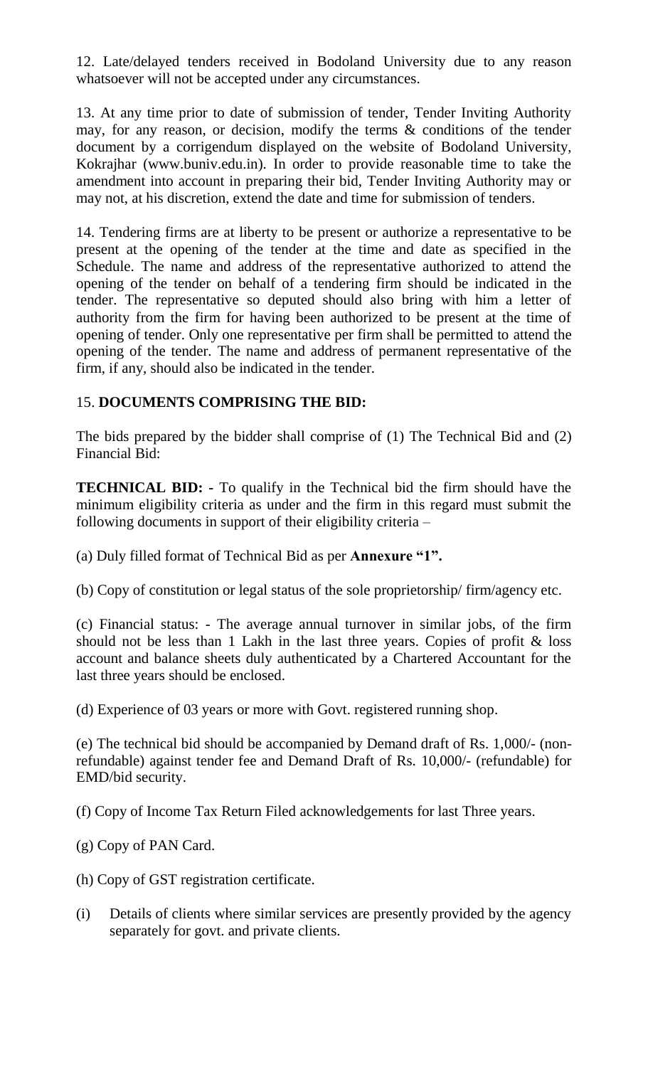12. Late/delayed tenders received in Bodoland University due to any reason whatsoever will not be accepted under any circumstances.

13. At any time prior to date of submission of tender, Tender Inviting Authority may, for any reason, or decision, modify the terms & conditions of the tender document by a corrigendum displayed on the website of Bodoland University, Kokrajhar (www.buniv.edu.in). In order to provide reasonable time to take the amendment into account in preparing their bid, Tender Inviting Authority may or may not, at his discretion, extend the date and time for submission of tenders.

14. Tendering firms are at liberty to be present or authorize a representative to be present at the opening of the tender at the time and date as specified in the Schedule. The name and address of the representative authorized to attend the opening of the tender on behalf of a tendering firm should be indicated in the tender. The representative so deputed should also bring with him a letter of authority from the firm for having been authorized to be present at the time of opening of tender. Only one representative per firm shall be permitted to attend the opening of the tender. The name and address of permanent representative of the firm, if any, should also be indicated in the tender.

15. **DOCUMENTS COMPRISING THE BID:**

The bids prepared by the bidder shall comprise of (1) The Technical Bid and (2) Financial Bid:

**TECHNICAL BID: -** To qualify in the Technical bid the firm should have the minimum eligibility criteria as under and the firm in this regard must submit the following documents in support of their eligibility criteria –

(a) Duly filled format of Technical Bid as per **Annexure "1".**

(b) Copy of constitution or legal status of the sole proprietorship/ firm/agency etc.

(c) Financial status: - The average annual turnover in similar jobs, of the firm should not be less than 1 Lakh in the last three years. Copies of profit & loss account and balance sheets duly authenticated by a Chartered Accountant for the last three years should be enclosed.

(d) Experience of 03 years or more with Govt. registered running shop.

(e) The technical bid should be accompanied by Demand draft of Rs. 1,000/- (non-refundable) against tender fee and Demand Draft of Rs. 10,000/- (refundable) for EMD/bid security.

(f) Copy of Income Tax Return Filed acknowledgements for last Three years.

(g) Copy of PAN Card.

(h) Copy of GST registration certificate.

(i) Details of clients where similar services are presently provided by the agency separately for govt. and private clients.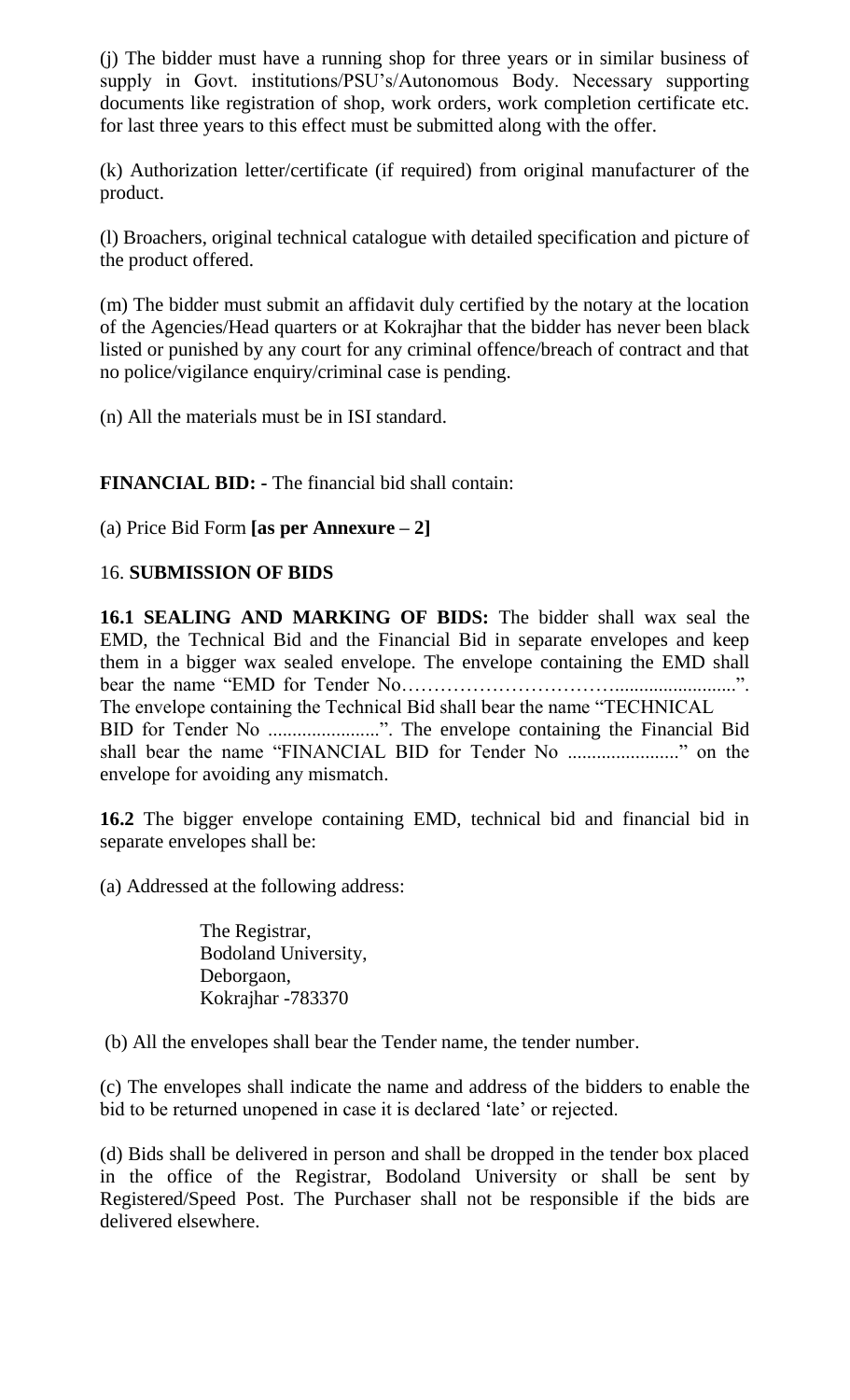(j) The bidder must have a running shop for three years or in similar business of supply in Govt. institutions/PSU's/Autonomous Body. Necessary supporting documents like registration of shop, work orders, work completion certificate etc. for last three years to this effect must be submitted along with the offer.

(k) Authorization letter/certificate (if required) from original manufacturer of the product.

(l) Broachers, original technical catalogue with detailed specification and picture of the product offered.

(m) The bidder must submit an affidavit duly certified by the notary at the location of the Agencies/Head quarters or at Kokrajhar that the bidder has never been black listed or punished by any court for any criminal offence/breach of contract and that no police/vigilance enquiry/criminal case is pending.

(n) All the materials must be in ISI standard.

**FINANCIAL BID: -** The financial bid shall contain:

(a) Price Bid Form **[as per Annexure – 2]**

16. **SUBMISSION OF BIDS**

**16.1 SEALING AND MARKING OF BIDS:** The bidder shall wax seal the EMD, the Technical Bid and the Financial Bid in separate envelopes and keep them in a bigger wax sealed envelope. The envelope containing the EMD shall bear the name "EMD for Tender No…………………………........................". The envelope containing the Technical Bid shall bear the name "TECHNICAL BID for Tender No .......................". The envelope containing the Financial Bid shall bear the name "FINANCIAL BID for Tender No ......................." on the envelope for avoiding any mismatch.

**16.2** The bigger envelope containing EMD, technical bid and financial bid in separate envelopes shall be:

(a) Addressed at the following address:

The Registrar,
Bodoland University,
Deborgaon,
Kokrajhar -783370

(b) All the envelopes shall bear the Tender name, the tender number.

(c) The envelopes shall indicate the name and address of the bidders to enable the bid to be returned unopened in case it is declared 'late' or rejected.

(d) Bids shall be delivered in person and shall be dropped in the tender box placed in the office of the Registrar, Bodoland University or shall be sent by Registered/Speed Post. The Purchaser shall not be responsible if the bids are delivered elsewhere.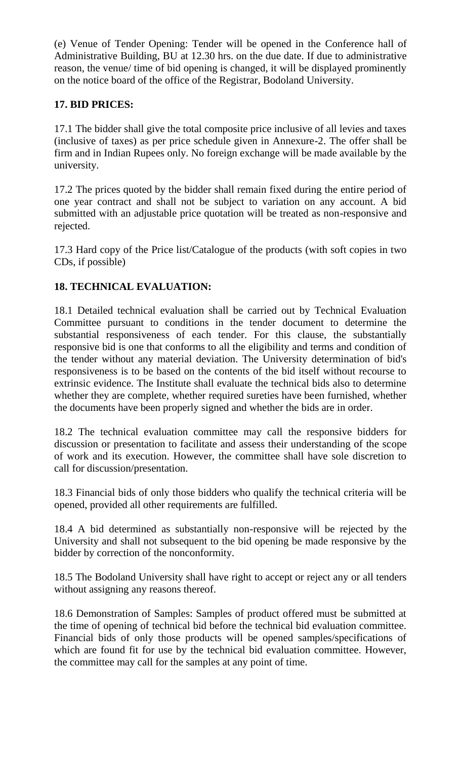(e) Venue of Tender Opening: Tender will be opened in the Conference hall of Administrative Building, BU at 12.30 hrs. on the due date. If due to administrative reason, the venue/ time of bid opening is changed, it will be displayed prominently on the notice board of the office of the Registrar, Bodoland University.

**17. BID PRICES:**

17.1 The bidder shall give the total composite price inclusive of all levies and taxes (inclusive of taxes) as per price schedule given in Annexure-2. The offer shall be firm and in Indian Rupees only. No foreign exchange will be made available by the university.

17.2 The prices quoted by the bidder shall remain fixed during the entire period of one year contract and shall not be subject to variation on any account. A bid submitted with an adjustable price quotation will be treated as non-responsive and rejected.

17.3 Hard copy of the Price list/Catalogue of the products (with soft copies in two CDs, if possible)

**18. TECHNICAL EVALUATION:**

18.1 Detailed technical evaluation shall be carried out by Technical Evaluation Committee pursuant to conditions in the tender document to determine the substantial responsiveness of each tender. For this clause, the substantially responsive bid is one that conforms to all the eligibility and terms and condition of the tender without any material deviation. The University determination of bid's responsiveness is to be based on the contents of the bid itself without recourse to extrinsic evidence. The Institute shall evaluate the technical bids also to determine whether they are complete, whether required sureties have been furnished, whether the documents have been properly signed and whether the bids are in order.

18.2 The technical evaluation committee may call the responsive bidders for discussion or presentation to facilitate and assess their understanding of the scope of work and its execution. However, the committee shall have sole discretion to call for discussion/presentation.

18.3 Financial bids of only those bidders who qualify the technical criteria will be opened, provided all other requirements are fulfilled.

18.4 A bid determined as substantially non-responsive will be rejected by the University and shall not subsequent to the bid opening be made responsive by the bidder by correction of the nonconformity.

18.5 The Bodoland University shall have right to accept or reject any or all tenders without assigning any reasons thereof.

18.6 Demonstration of Samples: Samples of product offered must be submitted at the time of opening of technical bid before the technical bid evaluation committee. Financial bids of only those products will be opened samples/specifications of which are found fit for use by the technical bid evaluation committee. However, the committee may call for the samples at any point of time.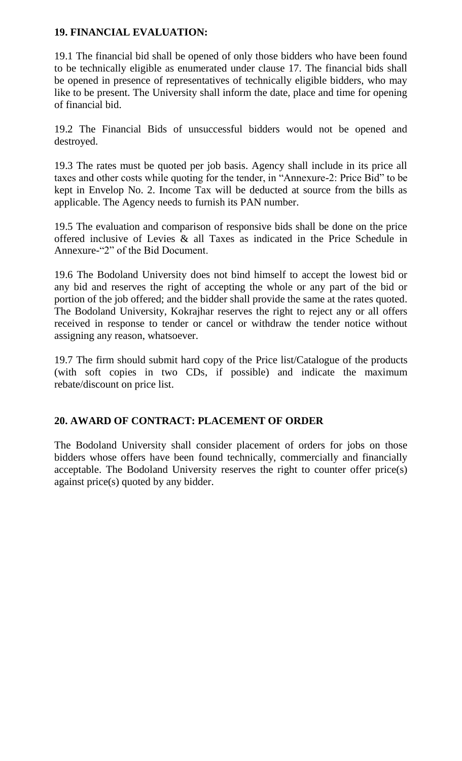**19. FINANCIAL EVALUATION:**

19.1 The financial bid shall be opened of only those bidders who have been found to be technically eligible as enumerated under clause 17. The financial bids shall be opened in presence of representatives of technically eligible bidders, who may like to be present. The University shall inform the date, place and time for opening of financial bid.

19.2 The Financial Bids of unsuccessful bidders would not be opened and destroyed.

19.3 The rates must be quoted per job basis. Agency shall include in its price all taxes and other costs while quoting for the tender, in "Annexure-2: Price Bid" to be kept in Envelop No. 2. Income Tax will be deducted at source from the bills as applicable. The Agency needs to furnish its PAN number.

19.5 The evaluation and comparison of responsive bids shall be done on the price offered inclusive of Levies & all Taxes as indicated in the Price Schedule in Annexure-"2" of the Bid Document.

19.6 The Bodoland University does not bind himself to accept the lowest bid or any bid and reserves the right of accepting the whole or any part of the bid or portion of the job offered; and the bidder shall provide the same at the rates quoted. The Bodoland University, Kokrajhar reserves the right to reject any or all offers received in response to tender or cancel or withdraw the tender notice without assigning any reason, whatsoever.

19.7 The firm should submit hard copy of the Price list/Catalogue of the products (with soft copies in two CDs, if possible) and indicate the maximum rebate/discount on price list.

**20. AWARD OF CONTRACT: PLACEMENT OF ORDER**

The Bodoland University shall consider placement of orders for jobs on those bidders whose offers have been found technically, commercially and financially acceptable. The Bodoland University reserves the right to counter offer price(s) against price(s) quoted by any bidder.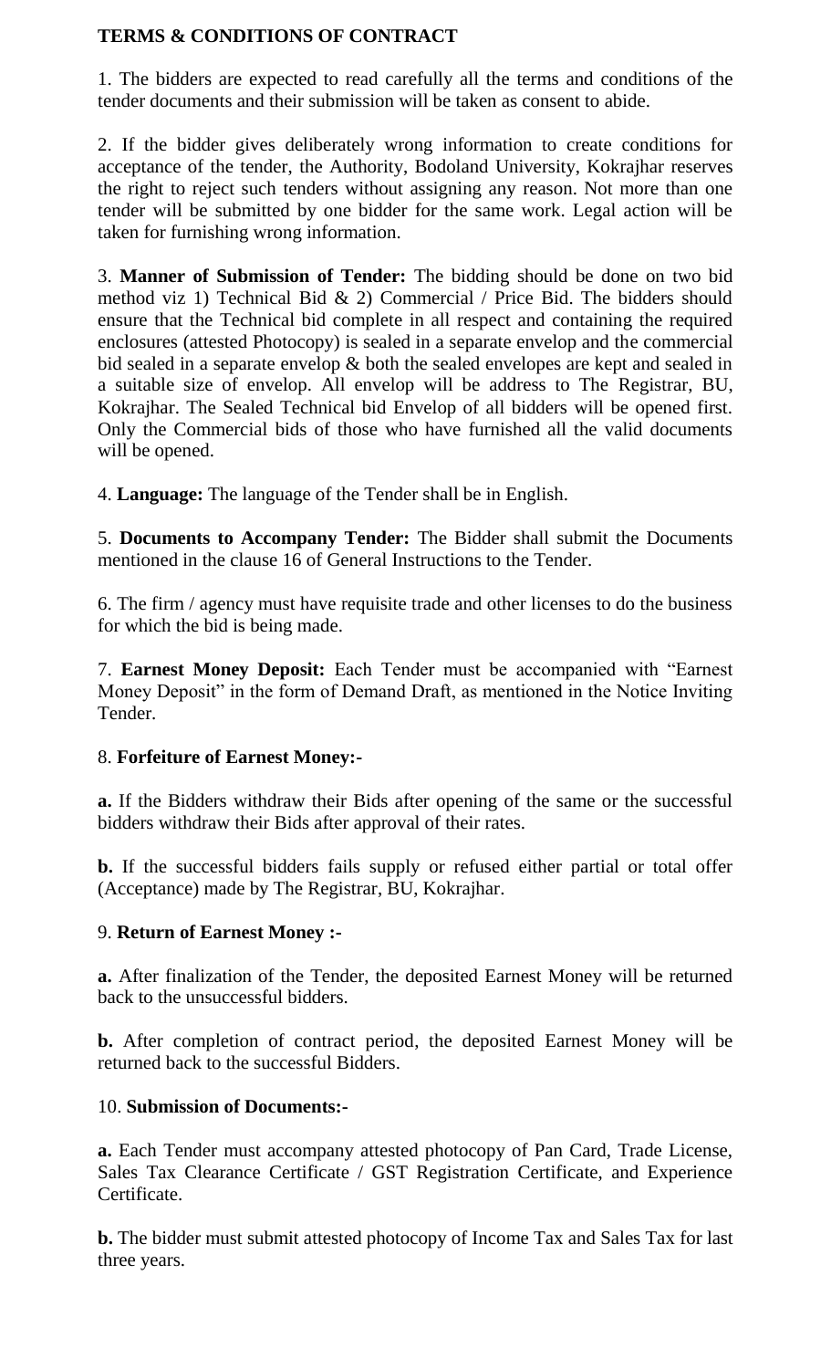**TERMS & CONDITIONS OF CONTRACT**

1. The bidders are expected to read carefully all the terms and conditions of the tender documents and their submission will be taken as consent to abide.

2. If the bidder gives deliberately wrong information to create conditions for acceptance of the tender, the Authority, Bodoland University, Kokrajhar reserves the right to reject such tenders without assigning any reason. Not more than one tender will be submitted by one bidder for the same work. Legal action will be taken for furnishing wrong information.

3. **Manner of Submission of Tender:** The bidding should be done on two bid method viz 1) Technical Bid & 2) Commercial / Price Bid. The bidders should ensure that the Technical bid complete in all respect and containing the required enclosures (attested Photocopy) is sealed in a separate envelop and the commercial bid sealed in a separate envelop & both the sealed envelopes are kept and sealed in a suitable size of envelop. All envelop will be address to The Registrar, BU, Kokrajhar. The Sealed Technical bid Envelop of all bidders will be opened first. Only the Commercial bids of those who have furnished all the valid documents will be opened.

4. **Language:** The language of the Tender shall be in English.

5. **Documents to Accompany Tender:** The Bidder shall submit the Documents mentioned in the clause 16 of General Instructions to the Tender.

6. The firm / agency must have requisite trade and other licenses to do the business for which the bid is being made.

7. **Earnest Money Deposit:** Each Tender must be accompanied with "Earnest Money Deposit" in the form of Demand Draft, as mentioned in the Notice Inviting Tender.

8. **Forfeiture of Earnest Money:-**

**a.** If the Bidders withdraw their Bids after opening of the same or the successful bidders withdraw their Bids after approval of their rates.

**b.** If the successful bidders fails supply or refused either partial or total offer (Acceptance) made by The Registrar, BU, Kokrajhar.

9. **Return of Earnest Money :-**

**a.** After finalization of the Tender, the deposited Earnest Money will be returned back to the unsuccessful bidders.

**b.** After completion of contract period, the deposited Earnest Money will be returned back to the successful Bidders.

10. **Submission of Documents:-**

**a.** Each Tender must accompany attested photocopy of Pan Card, Trade License, Sales Tax Clearance Certificate / GST Registration Certificate, and Experience Certificate.

**b.** The bidder must submit attested photocopy of Income Tax and Sales Tax for last three years.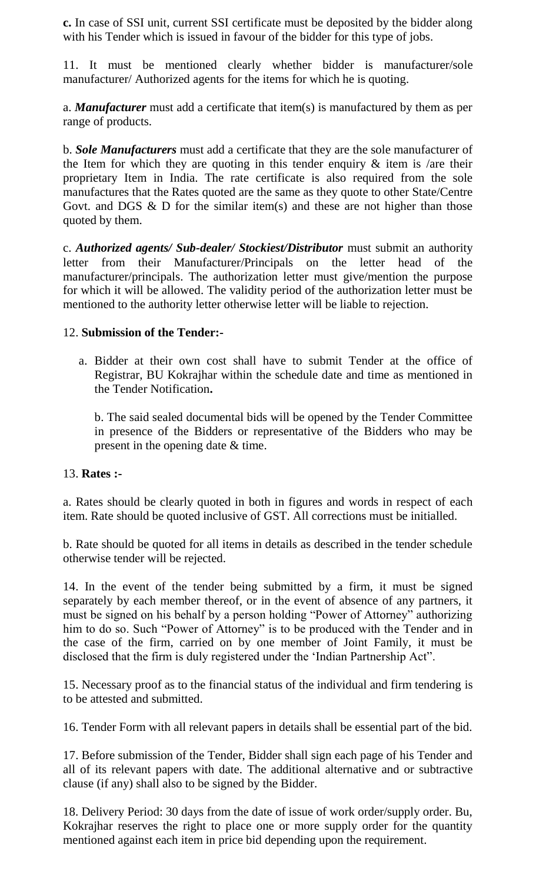**c.** In case of SSI unit, current SSI certificate must be deposited by the bidder along with his Tender which is issued in favour of the bidder for this type of jobs.

11. It must be mentioned clearly whether bidder is manufacturer/sole manufacturer/ Authorized agents for the items for which he is quoting.

a. ***Manufacturer*** must add a certificate that item(s) is manufactured by them as per range of products.

b. ***Sole Manufacturers*** must add a certificate that they are the sole manufacturer of the Item for which they are quoting in this tender enquiry & item is /are their proprietary Item in India. The rate certificate is also required from the sole manufactures that the Rates quoted are the same as they quote to other State/Centre Govt. and DGS & D for the similar item(s) and these are not higher than those quoted by them.

c. ***Authorized agents/ Sub-dealer/ Stockiest/Distributor*** must submit an authority letter from their Manufacturer/Principals on the letter head of the manufacturer/principals. The authorization letter must give/mention the purpose for which it will be allowed. The validity period of the authorization letter must be mentioned to the authority letter otherwise letter will be liable to rejection.

12. **Submission of the Tender:-**

a. Bidder at their own cost shall have to submit Tender at the office of Registrar, BU Kokrajhar within the schedule date and time as mentioned in the Tender Notification**.**

b. The said sealed documental bids will be opened by the Tender Committee in presence of the Bidders or representative of the Bidders who may be present in the opening date & time.

13. **Rates :-**

a. Rates should be clearly quoted in both in figures and words in respect of each item. Rate should be quoted inclusive of GST. All corrections must be initialled.

b. Rate should be quoted for all items in details as described in the tender schedule otherwise tender will be rejected.

14. In the event of the tender being submitted by a firm, it must be signed separately by each member thereof, or in the event of absence of any partners, it must be signed on his behalf by a person holding "Power of Attorney" authorizing him to do so. Such "Power of Attorney" is to be produced with the Tender and in the case of the firm, carried on by one member of Joint Family, it must be disclosed that the firm is duly registered under the 'Indian Partnership Act".

15. Necessary proof as to the financial status of the individual and firm tendering is to be attested and submitted.

16. Tender Form with all relevant papers in details shall be essential part of the bid.

17. Before submission of the Tender, Bidder shall sign each page of his Tender and all of its relevant papers with date. The additional alternative and or subtractive clause (if any) shall also to be signed by the Bidder.

18. Delivery Period: 30 days from the date of issue of work order/supply order. Bu, Kokrajhar reserves the right to place one or more supply order for the quantity mentioned against each item in price bid depending upon the requirement.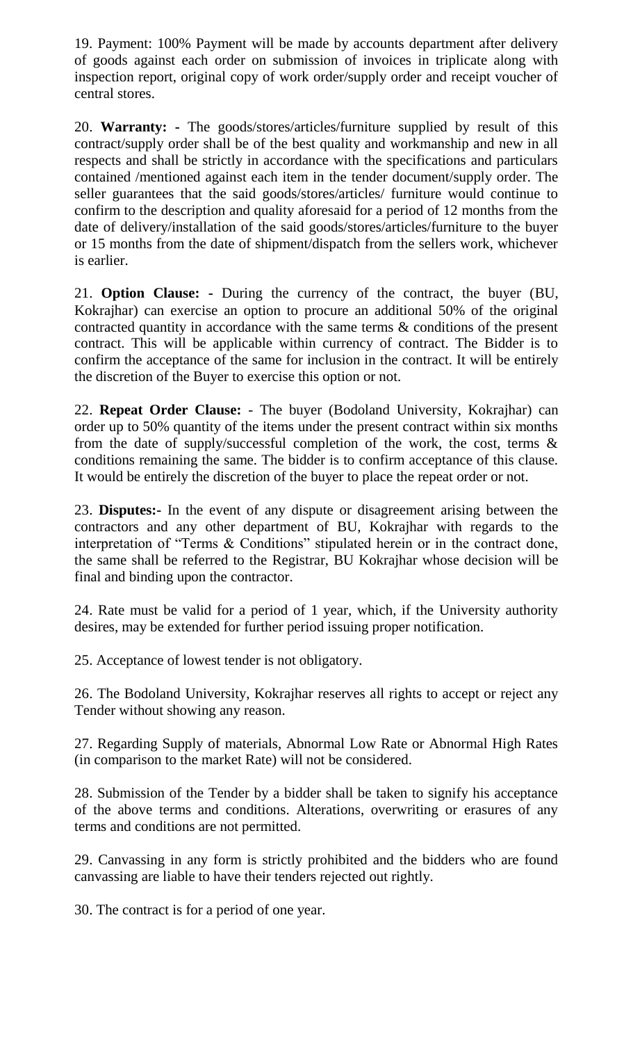19. Payment: 100% Payment will be made by accounts department after delivery of goods against each order on submission of invoices in triplicate along with inspection report, original copy of work order/supply order and receipt voucher of central stores.

20. **Warranty: -** The goods/stores/articles/furniture supplied by result of this contract/supply order shall be of the best quality and workmanship and new in all respects and shall be strictly in accordance with the specifications and particulars contained /mentioned against each item in the tender document/supply order. The seller guarantees that the said goods/stores/articles/ furniture would continue to confirm to the description and quality aforesaid for a period of 12 months from the date of delivery/installation of the said goods/stores/articles/furniture to the buyer or 15 months from the date of shipment/dispatch from the sellers work, whichever is earlier.

21. **Option Clause: -** During the currency of the contract, the buyer (BU, Kokrajhar) can exercise an option to procure an additional 50% of the original contracted quantity in accordance with the same terms & conditions of the present contract. This will be applicable within currency of contract. The Bidder is to confirm the acceptance of the same for inclusion in the contract. It will be entirely the discretion of the Buyer to exercise this option or not.

22. **Repeat Order Clause:** - The buyer (Bodoland University, Kokrajhar) can order up to 50% quantity of the items under the present contract within six months from the date of supply/successful completion of the work, the cost, terms & conditions remaining the same. The bidder is to confirm acceptance of this clause. It would be entirely the discretion of the buyer to place the repeat order or not.

23. **Disputes:-** In the event of any dispute or disagreement arising between the contractors and any other department of BU, Kokrajhar with regards to the interpretation of "Terms & Conditions" stipulated herein or in the contract done, the same shall be referred to the Registrar, BU Kokrajhar whose decision will be final and binding upon the contractor.

24. Rate must be valid for a period of 1 year, which, if the University authority desires, may be extended for further period issuing proper notification.

25. Acceptance of lowest tender is not obligatory.

26. The Bodoland University, Kokrajhar reserves all rights to accept or reject any Tender without showing any reason.

27. Regarding Supply of materials, Abnormal Low Rate or Abnormal High Rates (in comparison to the market Rate) will not be considered.

28. Submission of the Tender by a bidder shall be taken to signify his acceptance of the above terms and conditions. Alterations, overwriting or erasures of any terms and conditions are not permitted.

29. Canvassing in any form is strictly prohibited and the bidders who are found canvassing are liable to have their tenders rejected out rightly.

30. The contract is for a period of one year.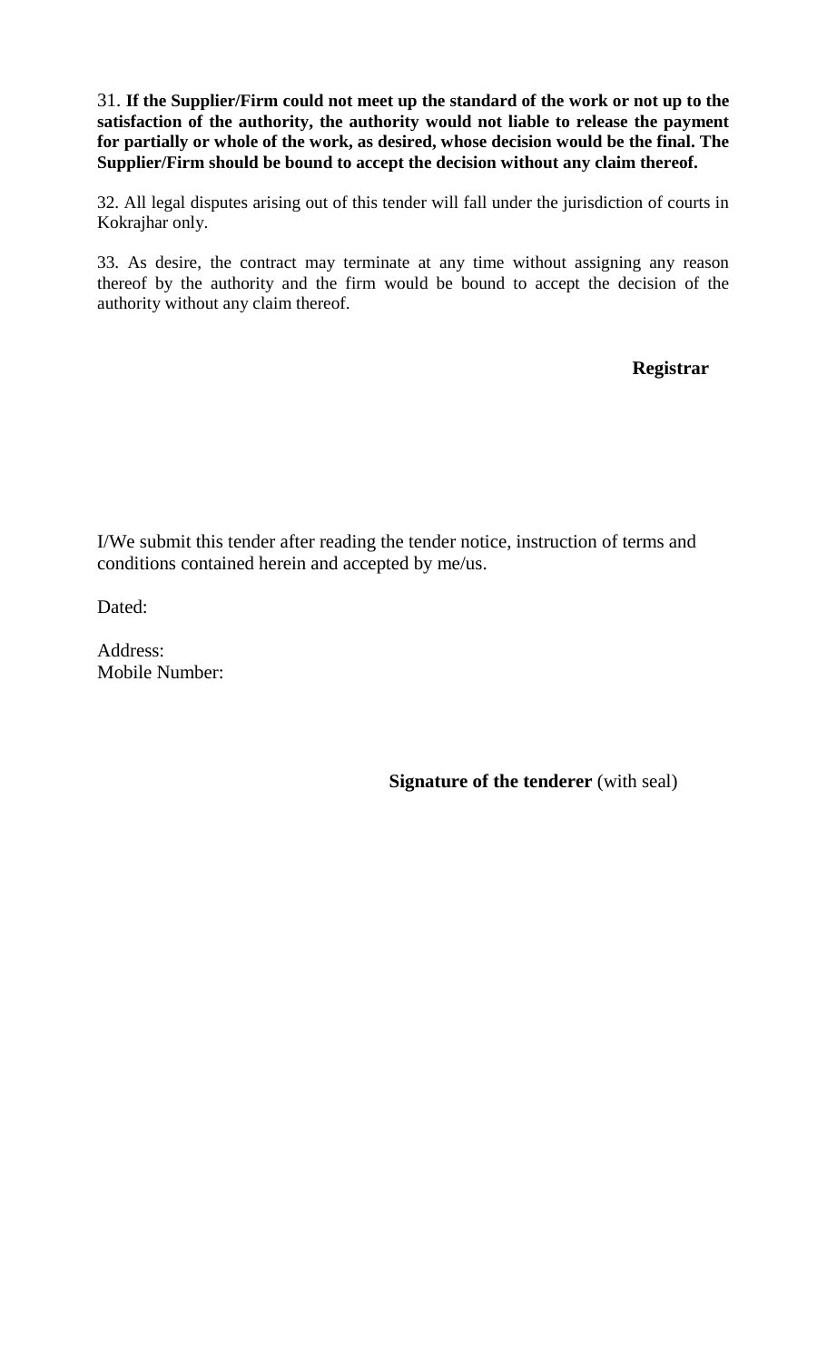31. **If the Supplier/Firm could not meet up the standard of the work or not up to the satisfaction of the authority, the authority would not liable to release the payment for partially or whole of the work, as desired, whose decision would be the final. The Supplier/Firm should be bound to accept the decision without any claim thereof.**

32. All legal disputes arising out of this tender will fall under the jurisdiction of courts in Kokrajhar only.

33. As desire, the contract may terminate at any time without assigning any reason thereof by the authority and the firm would be bound to accept the decision of the authority without any claim thereof.

**Registrar**

I/We submit this tender after reading the tender notice, instruction of terms and conditions contained herein and accepted by me/us.

Dated:

Address:
Mobile Number:

**Signature of the tenderer** (with seal)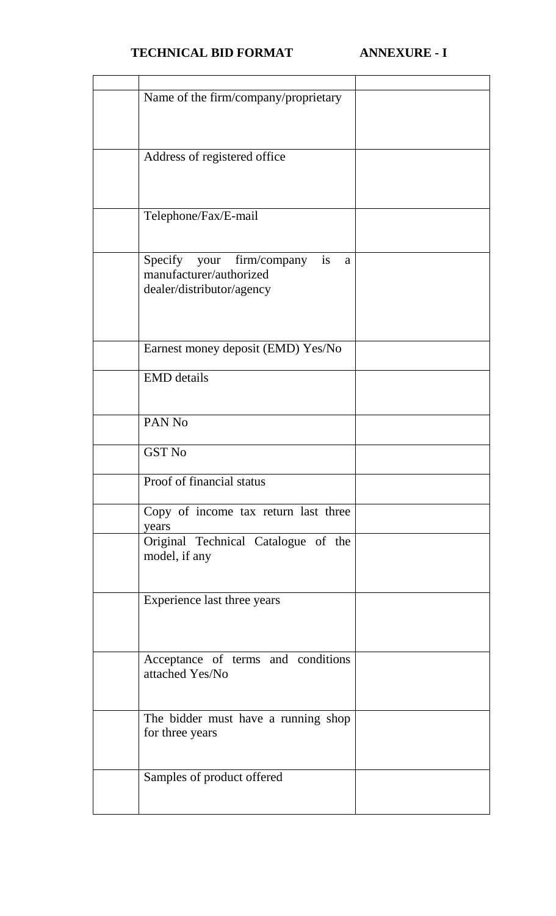**TECHNICAL BID FORMAT ANNEXURE - I**

| | | |
|---|---|---|
| | Name of the firm/company/proprietary | |
| | Address of registered office | |
| | Telephone/Fax/E-mail | |
| | Specify your firm/company is a manufacturer/authorized dealer/distributor/agency | |
| | Earnest money deposit (EMD) Yes/No | |
| | EMD details | |
| | PAN No | |
| | GST No | |
| | Proof of financial status | |
| | Copy of income tax return last three years | |
| | Original Technical Catalogue of the model, if any | |
| | Experience last three years | |
| | Acceptance of terms and conditions attached Yes/No | |
| | The bidder must have a running shop for three years | |
| | Samples of product offered | |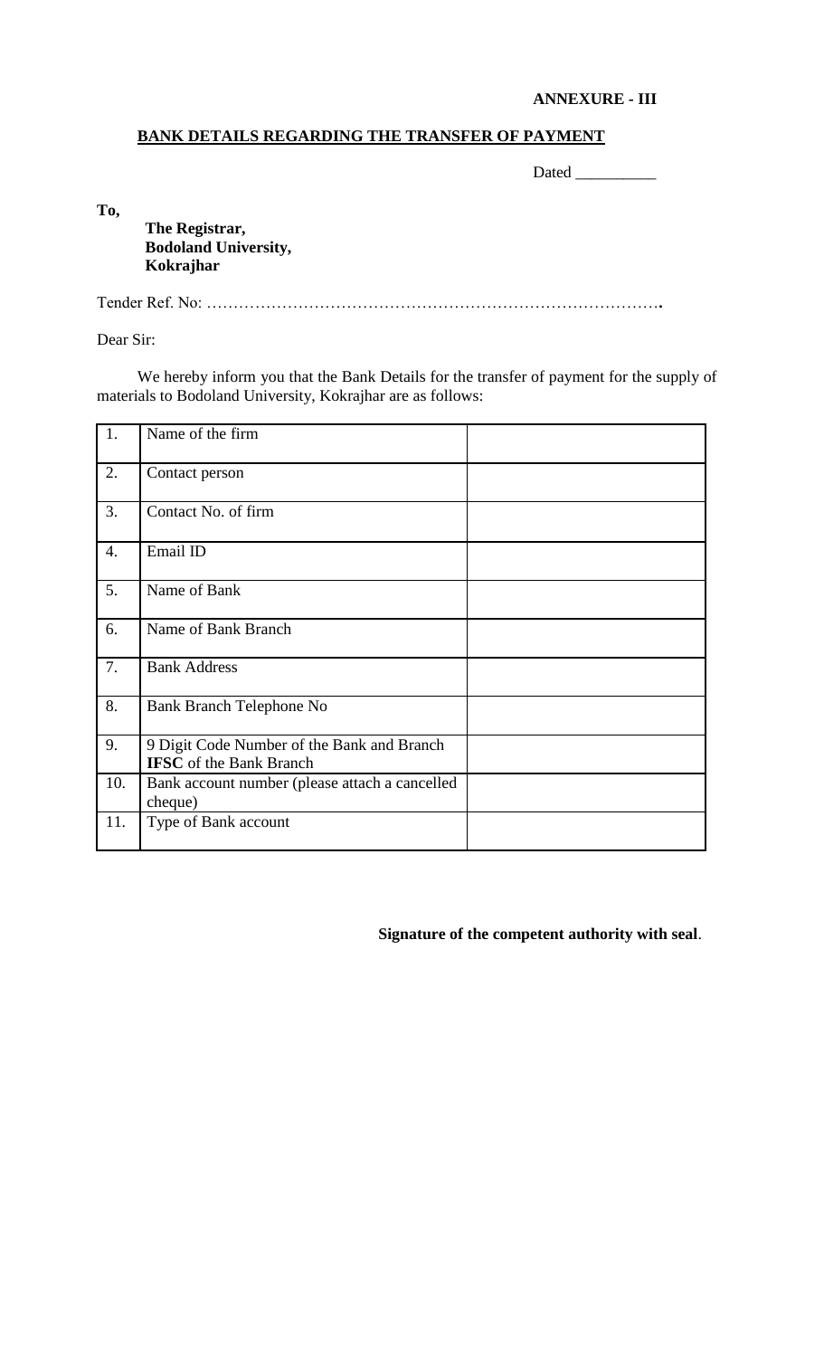**ANNEXURE - III**

## BANK DETAILS REGARDING THE TRANSFER OF PAYMENT

Dated __________

**To,**

**The Registrar,**
**Bodoland University,**
**Kokrajhar**

Tender Ref. No: …………………………………………………………………………**.**

Dear Sir:

We hereby inform you that the Bank Details for the transfer of payment for the supply of materials to Bodoland University, Kokrajhar are as follows:

| | | |
|---|---|---|
| 1. | Name of the firm | |
| 2. | Contact person | |
| 3. | Contact No. of firm | |
| 4. | Email ID | |
| 5. | Name of Bank | |
| 6. | Name of Bank Branch | |
| 7. | Bank Address | |
| 8. | Bank Branch Telephone No | |
| 9. | 9 Digit Code Number of the Bank and Branch **IFSC** of the Bank Branch | |
| 10. | Bank account number (please attach a cancelled cheque) | |
| 11. | Type of Bank account | |

**Signature of the competent authority with seal**.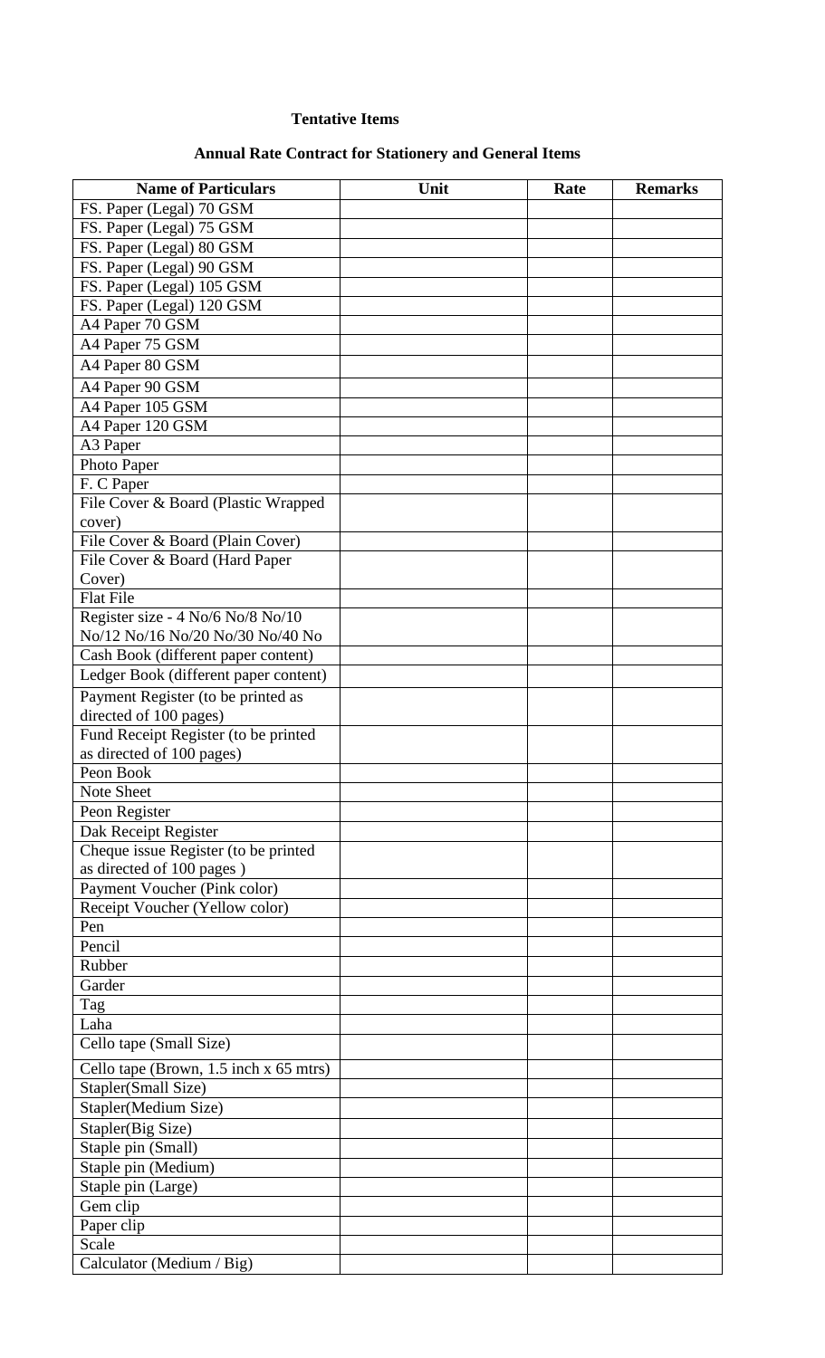**Tentative Items**

**Annual Rate Contract for Stationery and General Items**

| Name of Particulars | Unit | Rate | Remarks |
|---|---|---|---|
| FS. Paper (Legal) 70 GSM | | | |
| FS. Paper (Legal) 75 GSM | | | |
| FS. Paper (Legal) 80 GSM | | | |
| FS. Paper (Legal) 90 GSM | | | |
| FS. Paper (Legal) 105 GSM | | | |
| FS. Paper (Legal) 120 GSM | | | |
| A4 Paper 70 GSM | | | |
| A4 Paper 75 GSM | | | |
| A4 Paper 80 GSM | | | |
| A4 Paper 90 GSM | | | |
| A4 Paper 105 GSM | | | |
| A4 Paper 120 GSM | | | |
| A3 Paper | | | |
| Photo Paper | | | |
| F. C Paper | | | |
| File Cover & Board (Plastic Wrapped cover) | | | |
| File Cover & Board (Plain Cover) | | | |
| File Cover & Board (Hard Paper Cover) | | | |
| Flat File | | | |
| Register size - 4 No/6 No/8 No/10 No/12 No/16 No/20 No/30 No/40 No | | | |
| Cash Book (different paper content) | | | |
| Ledger Book (different paper content) | | | |
| Payment Register (to be printed as directed of 100 pages) | | | |
| Fund Receipt Register (to be printed as directed of 100 pages) | | | |
| Peon Book | | | |
| Note Sheet | | | |
| Peon Register | | | |
| Dak Receipt Register | | | |
| Cheque issue Register (to be printed as directed of 100 pages ) | | | |
| Payment Voucher (Pink color) | | | |
| Receipt Voucher (Yellow color) | | | |
| Pen | | | |
| Pencil | | | |
| Rubber | | | |
| Garder | | | |
| Tag | | | |
| Laha | | | |
| Cello tape (Small Size) | | | |
| Cello tape (Brown, 1.5 inch x 65 mtrs) | | | |
| Stapler(Small Size) | | | |
| Stapler(Medium Size) | | | |
| Stapler(Big Size) | | | |
| Staple pin (Small) | | | |
| Staple pin (Medium) | | | |
| Staple pin (Large) | | | |
| Gem clip | | | |
| Paper clip | | | |
| Scale | | | |
| Calculator (Medium / Big) | | | |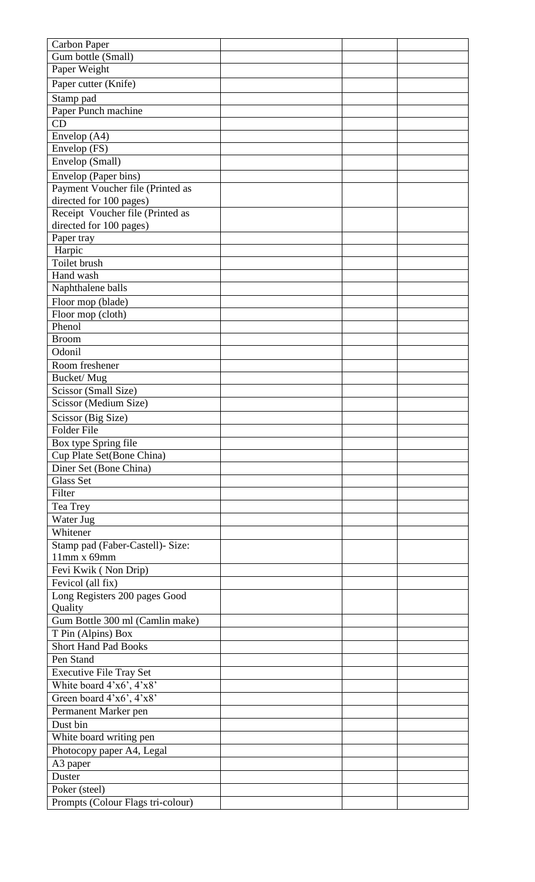| | | | |
|---|---|---|---|
| Carbon Paper | | | |
| Gum bottle (Small) | | | |
| Paper Weight | | | |
| Paper cutter (Knife) | | | |
| Stamp pad | | | |
| Paper Punch machine | | | |
| CD | | | |
| Envelop (A4) | | | |
| Envelop (FS) | | | |
| Envelop (Small) | | | |
| Envelop (Paper bins) | | | |
| Payment Voucher file (Printed as directed for 100 pages) | | | |
| Receipt Voucher file (Printed as directed for 100 pages) | | | |
| Paper tray | | | |
| Harpic | | | |
| Toilet brush | | | |
| Hand wash | | | |
| Naphthalene balls | | | |
| Floor mop (blade) | | | |
| Floor mop (cloth) | | | |
| Phenol | | | |
| Broom | | | |
| Odonil | | | |
| Room freshener | | | |
| Bucket/ Mug | | | |
| Scissor (Small Size) | | | |
| Scissor (Medium Size) | | | |
| Scissor (Big Size) | | | |
| Folder File | | | |
| Box type Spring file | | | |
| Cup Plate Set(Bone China) | | | |
| Diner Set (Bone China) | | | |
| Glass Set | | | |
| Filter | | | |
| Tea Trey | | | |
| Water Jug | | | |
| Whitener | | | |
| Stamp pad (Faber-Castell)- Size: 11mm x 69mm | | | |
| Fevi Kwik ( Non Drip) | | | |
| Fevicol (all fix) | | | |
| Long Registers 200 pages Good Quality | | | |
| Gum Bottle 300 ml (Camlin make) | | | |
| T Pin (Alpins) Box | | | |
| Short Hand Pad Books | | | |
| Pen Stand | | | |
| Executive File Tray Set | | | |
| White board 4'x6', 4'x8' | | | |
| Green board 4'x6', 4'x8' | | | |
| Permanent Marker pen | | | |
| Dust bin | | | |
| White board writing pen | | | |
| Photocopy paper A4, Legal | | | |
| A3 paper | | | |
| Duster | | | |
| Poker (steel) | | | |
| Prompts (Colour Flags tri-colour) | | | |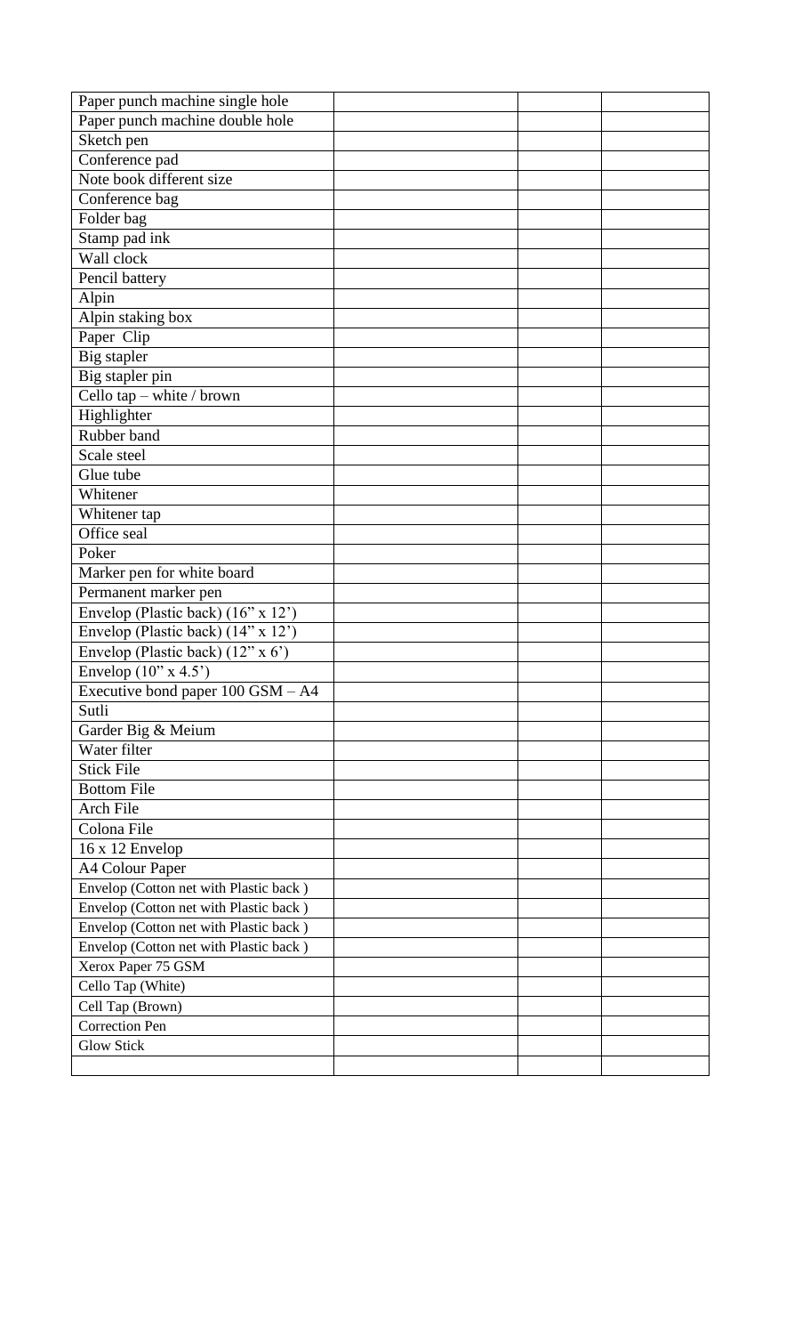| | | | |
|---|---|---|---|
| Paper punch machine single hole | | | |
| Paper punch machine double hole | | | |
| Sketch pen | | | |
| Conference pad | | | |
| Note book different size | | | |
| Conference bag | | | |
| Folder bag | | | |
| Stamp pad ink | | | |
| Wall clock | | | |
| Pencil battery | | | |
| Alpin | | | |
| Alpin staking box | | | |
| Paper Clip | | | |
| Big stapler | | | |
| Big stapler pin | | | |
| Cello tap – white / brown | | | |
| Highlighter | | | |
| Rubber band | | | |
| Scale steel | | | |
| Glue tube | | | |
| Whitener | | | |
| Whitener tap | | | |
| Office seal | | | |
| Poker | | | |
| Marker pen for white board | | | |
| Permanent marker pen | | | |
| Envelop (Plastic back) (16" x 12') | | | |
| Envelop (Plastic back) (14" x 12') | | | |
| Envelop (Plastic back) (12" x 6') | | | |
| Envelop (10" x 4.5') | | | |
| Executive bond paper 100 GSM – A4 | | | |
| Sutli | | | |
| Garder Big & Meium | | | |
| Water filter | | | |
| Stick File | | | |
| Bottom File | | | |
| Arch File | | | |
| Colona File | | | |
| 16 x 12 Envelop | | | |
| A4 Colour Paper | | | |
| Envelop (Cotton net with Plastic back ) | | | |
| Envelop (Cotton net with Plastic back ) | | | |
| Envelop (Cotton net with Plastic back ) | | | |
| Envelop (Cotton net with Plastic back ) | | | |
| Xerox Paper 75 GSM | | | |
| Cello Tap (White) | | | |
| Cell Tap (Brown) | | | |
| Correction Pen | | | |
| Glow Stick | | | |
| | | | |